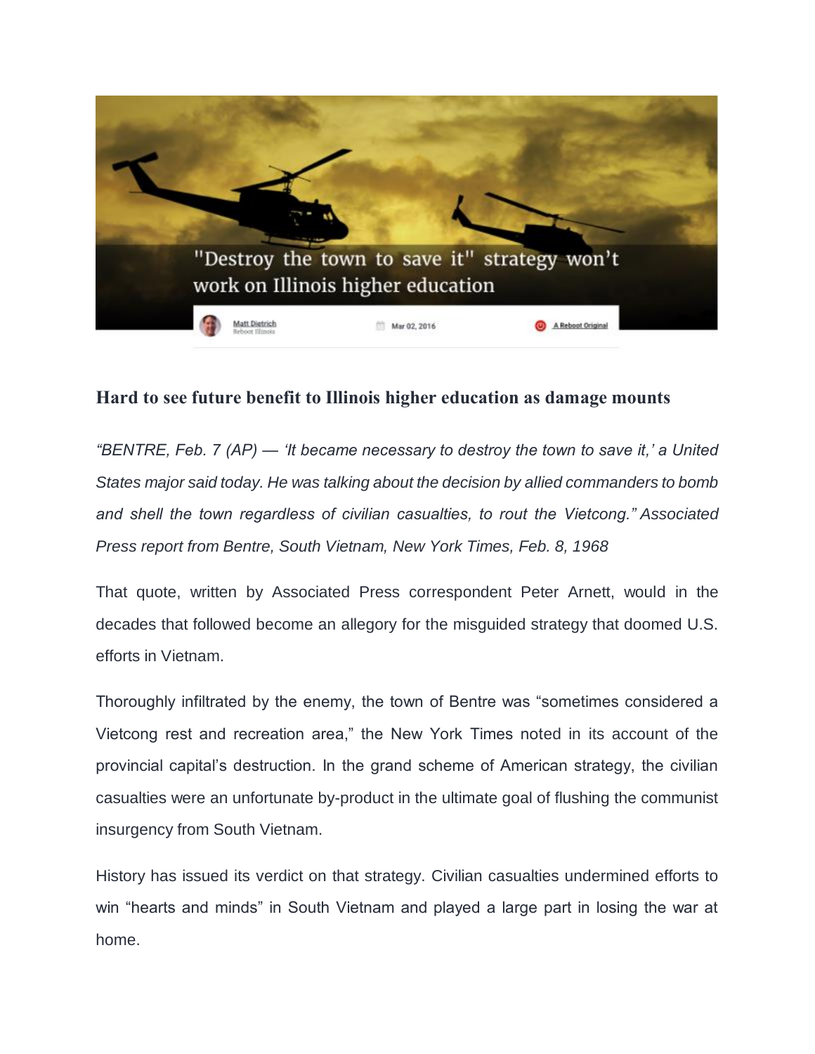# "Destroy the town to save it" strategy won't work on Illinois higher education

Matt Dietrich
Reboot Illinois

Mar 02, 2016

A Reboot Original

### Hard to see future benefit to Illinois higher education as damage mounts

*"BENTRE, Feb. 7 (AP) — 'It became necessary to destroy the town to save it,' a United States major said today. He was talking about the decision by allied commanders to bomb and shell the town regardless of civilian casualties, to rout the Vietcong." Associated Press report from Bentre, South Vietnam, New York Times, Feb. 8, 1968*

That quote, written by Associated Press correspondent Peter Arnett, would in the decades that followed become an allegory for the misguided strategy that doomed U.S. efforts in Vietnam.

Thoroughly infiltrated by the enemy, the town of Bentre was "sometimes considered a Vietcong rest and recreation area," the New York Times noted in its account of the provincial capital's destruction. In the grand scheme of American strategy, the civilian casualties were an unfortunate by-product in the ultimate goal of flushing the communist insurgency from South Vietnam.

History has issued its verdict on that strategy. Civilian casualties undermined efforts to win "hearts and minds" in South Vietnam and played a large part in losing the war at home.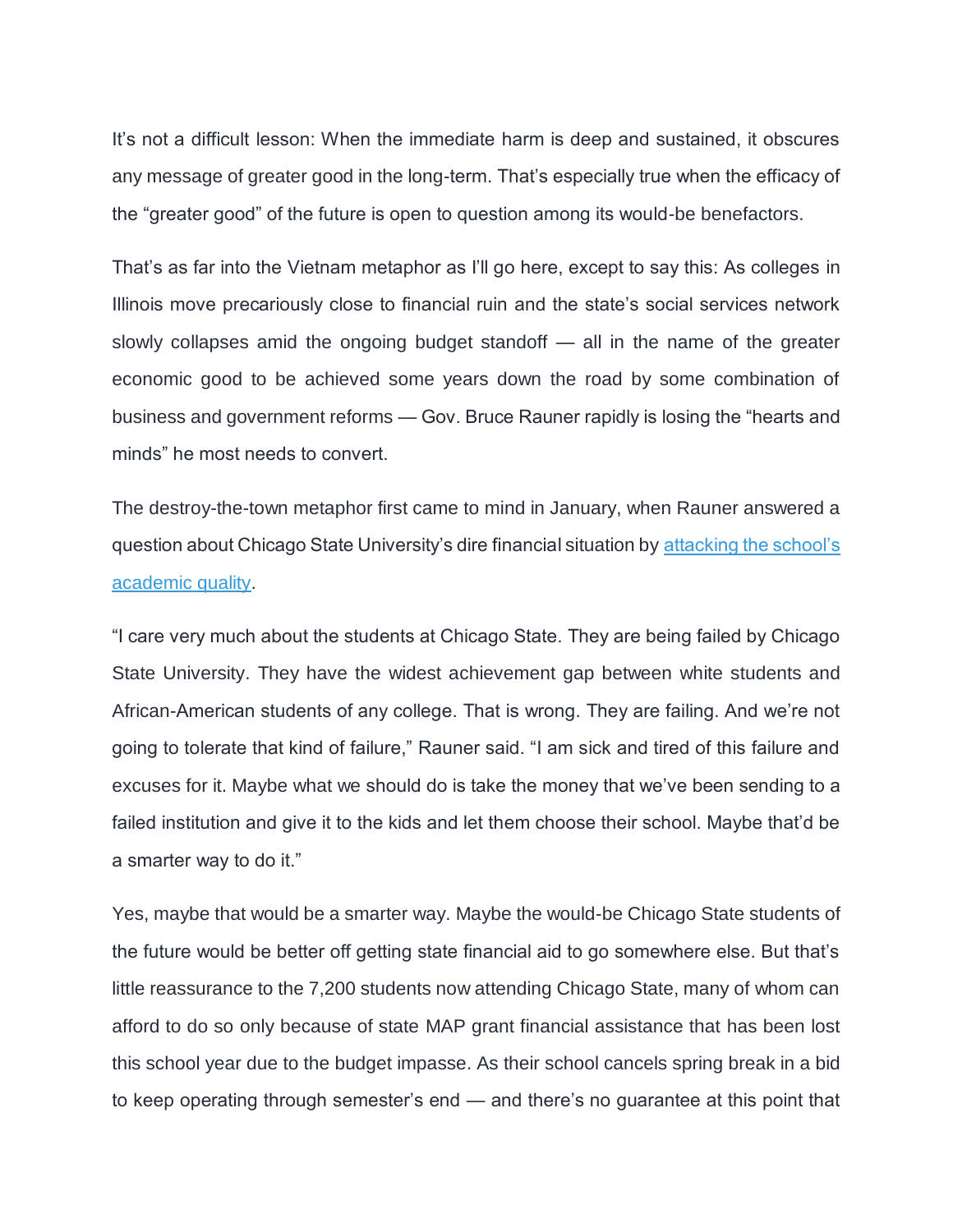It's not a difficult lesson: When the immediate harm is deep and sustained, it obscures any message of greater good in the long-term. That's especially true when the efficacy of the "greater good" of the future is open to question among its would-be benefactors.

That's as far into the Vietnam metaphor as I'll go here, except to say this: As colleges in Illinois move precariously close to financial ruin and the state's social services network slowly collapses amid the ongoing budget standoff — all in the name of the greater economic good to be achieved some years down the road by some combination of business and government reforms — Gov. Bruce Rauner rapidly is losing the "hearts and minds" he most needs to convert.

The destroy-the-town metaphor first came to mind in January, when Rauner answered a question about Chicago State University's dire financial situation by attacking the school's academic quality.

"I care very much about the students at Chicago State. They are being failed by Chicago State University. They have the widest achievement gap between white students and African-American students of any college. That is wrong. They are failing. And we're not going to tolerate that kind of failure," Rauner said. "I am sick and tired of this failure and excuses for it. Maybe what we should do is take the money that we've been sending to a failed institution and give it to the kids and let them choose their school. Maybe that'd be a smarter way to do it."

Yes, maybe that would be a smarter way. Maybe the would-be Chicago State students of the future would be better off getting state financial aid to go somewhere else. But that's little reassurance to the 7,200 students now attending Chicago State, many of whom can afford to do so only because of state MAP grant financial assistance that has been lost this school year due to the budget impasse. As their school cancels spring break in a bid to keep operating through semester's end — and there's no guarantee at this point that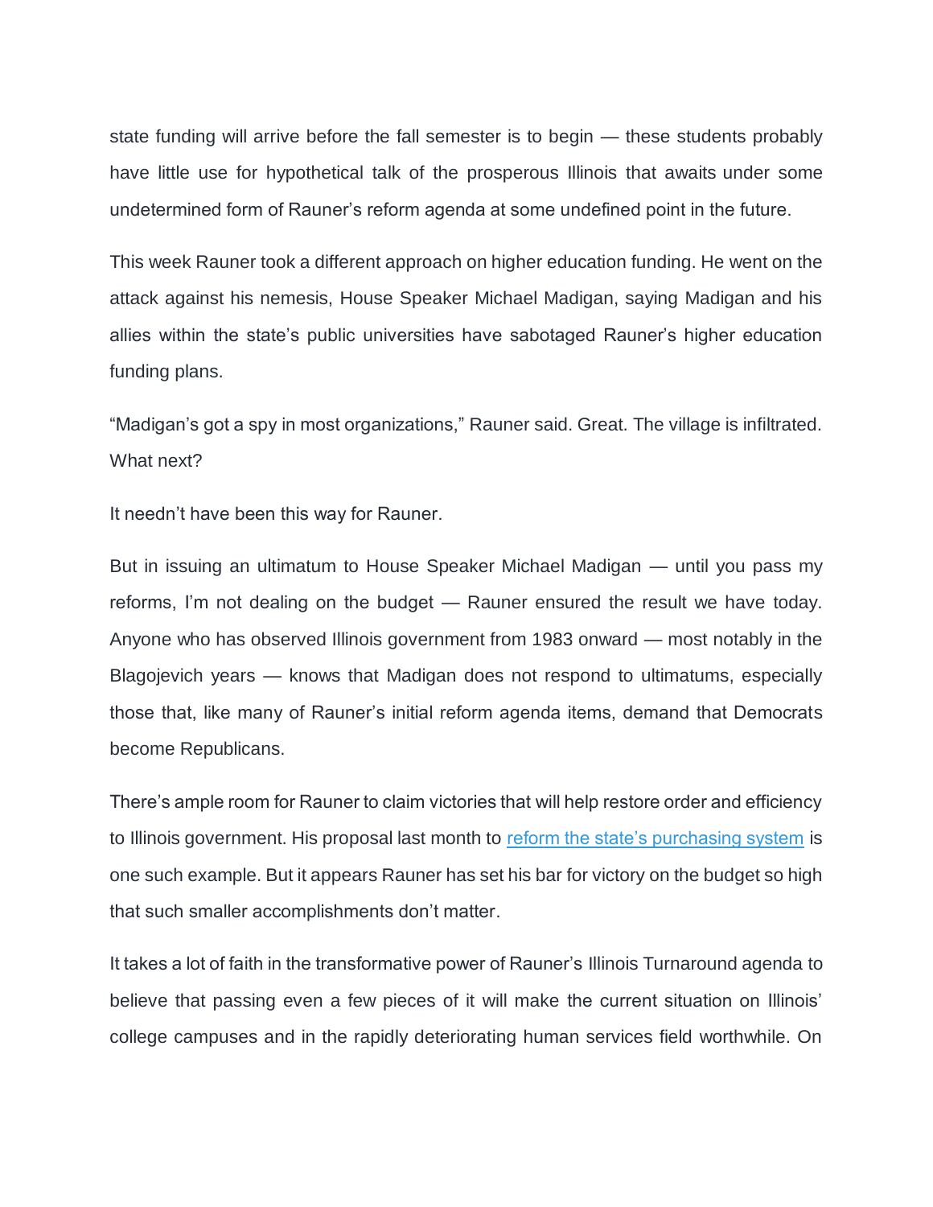state funding will arrive before the fall semester is to begin — these students probably have little use for hypothetical talk of the prosperous Illinois that awaits under some undetermined form of Rauner's reform agenda at some undefined point in the future.

This week Rauner took a different approach on higher education funding. He went on the attack against his nemesis, House Speaker Michael Madigan, saying Madigan and his allies within the state's public universities have sabotaged Rauner's higher education funding plans.

"Madigan's got a spy in most organizations," Rauner said. Great. The village is infiltrated. What next?

It needn't have been this way for Rauner.

But in issuing an ultimatum to House Speaker Michael Madigan — until you pass my reforms, I'm not dealing on the budget — Rauner ensured the result we have today. Anyone who has observed Illinois government from 1983 onward — most notably in the Blagojevich years — knows that Madigan does not respond to ultimatums, especially those that, like many of Rauner's initial reform agenda items, demand that Democrats become Republicans.

There's ample room for Rauner to claim victories that will help restore order and efficiency to Illinois government. His proposal last month to reform the state's purchasing system is one such example. But it appears Rauner has set his bar for victory on the budget so high that such smaller accomplishments don't matter.

It takes a lot of faith in the transformative power of Rauner's Illinois Turnaround agenda to believe that passing even a few pieces of it will make the current situation on Illinois' college campuses and in the rapidly deteriorating human services field worthwhile. On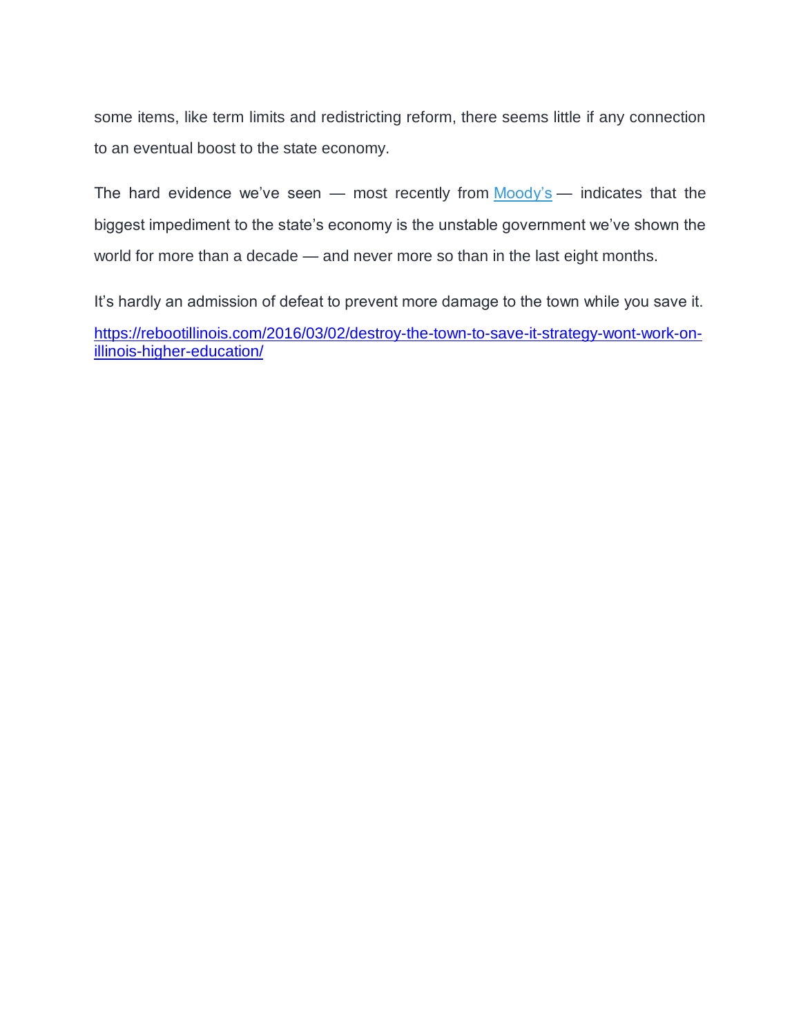some items, like term limits and redistricting reform, there seems little if any connection to an eventual boost to the state economy.

The hard evidence we've seen — most recently from [Moody's]() — indicates that the biggest impediment to the state's economy is the unstable government we've shown the world for more than a decade — and never more so than in the last eight months.

It's hardly an admission of defeat to prevent more damage to the town while you save it.

https://rebootillinois.com/2016/03/02/destroy-the-town-to-save-it-strategy-wont-work-on-illinois-higher-education/